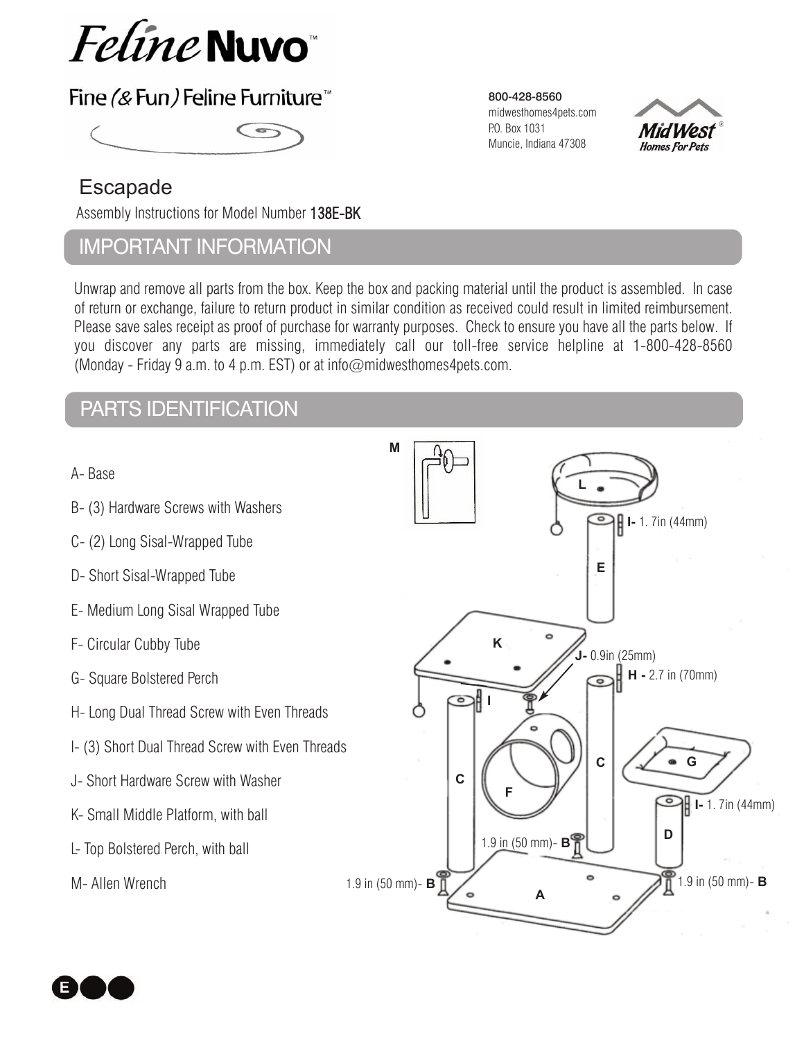# Feline Nuvo™

Fine (& Fun) Feline Furniture™

800-428-8560
midwesthomes4pets.com
P.O. Box 1031
Muncie, Indiana 47308

MidWest® Homes For Pets

## Escapade

Assembly Instructions for Model Number 138E-BK

## IMPORTANT INFORMATION

Unwrap and remove all parts from the box. Keep the box and packing material until the product is assembled. In case of return or exchange, failure to return product in similar condition as received could result in limited reimbursement. Please save sales receipt as proof of purchase for warranty purposes. Check to ensure you have all the parts below. If you discover any parts are missing, immediately call our toll-free service helpline at 1-800-428-8560 (Monday - Friday 9 a.m. to 4 p.m. EST) or at info@midwesthomes4pets.com.

## PARTS IDENTIFICATION

- A- Base
- B- (3) Hardware Screws with Washers
- C- (2) Long Sisal-Wrapped Tube
- D- Short Sisal-Wrapped Tube
- E- Medium Long Sisal Wrapped Tube
- F- Circular Cubby Tube
- G- Square Bolstered Perch
- H- Long Dual Thread Screw with Even Threads
- I- (3) Short Dual Thread Screw with Even Threads
- J- Short Hardware Screw with Washer
- K- Small Middle Platform, with ball
- L- Top Bolstered Perch, with ball
- M- Allen Wrench

I- 1.7in (44mm)

J- 0.9in (25mm)

H - 2.7 in (70mm)

I- 1.7in (44mm)

1.9 in (50 mm)- B

1.9 in (50 mm)- B

1.9 in (50 mm)- B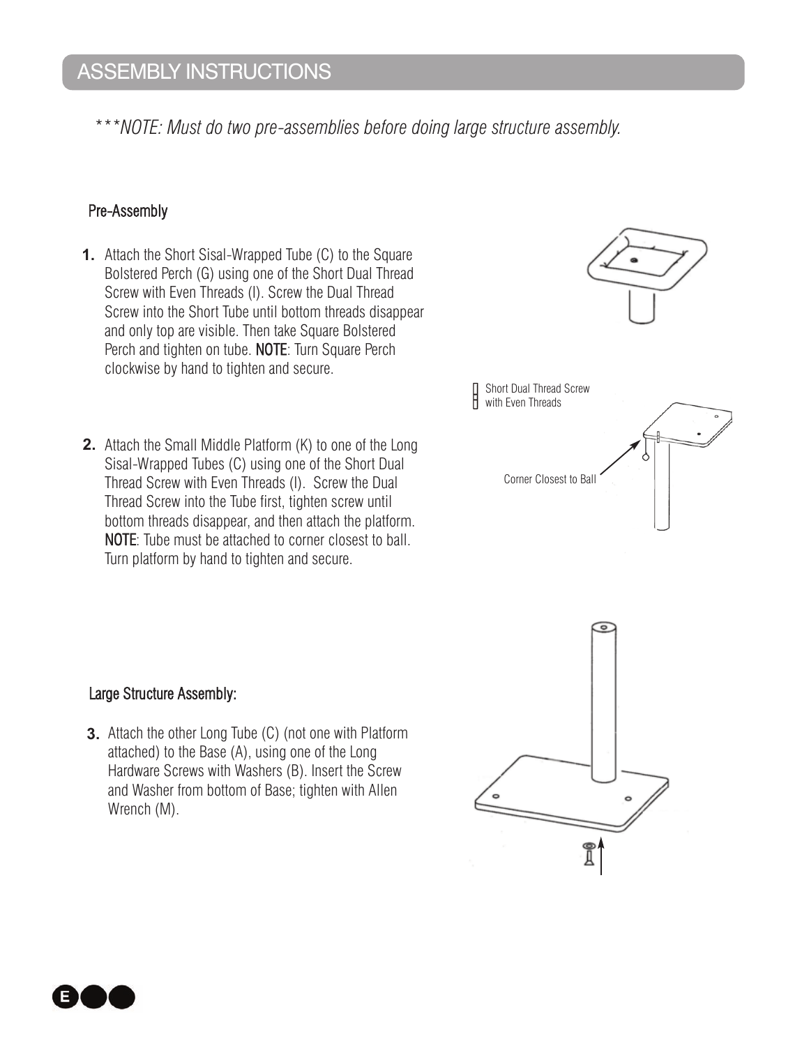## ASSEMBLY INSTRUCTIONS

****NOTE: Must do two pre-assemblies before doing large structure assembly.*

### Pre-Assembly

**1.** Attach the Short Sisal-Wrapped Tube (C) to the Square Bolstered Perch (G) using one of the Short Dual Thread Screw with Even Threads (I). Screw the Dual Thread Screw into the Short Tube until bottom threads disappear and only top are visible. Then take Square Bolstered Perch and tighten on tube. **NOTE**: Turn Square Perch clockwise by hand to tighten and secure.

Short Dual Thread Screw with Even Threads

Corner Closest to Ball

**2.** Attach the Small Middle Platform (K) to one of the Long Sisal-Wrapped Tubes (C) using one of the Short Dual Thread Screw with Even Threads (I). Screw the Dual Thread Screw into the Tube first, tighten screw until bottom threads disappear, and then attach the platform. **NOTE**: Tube must be attached to corner closest to ball. Turn platform by hand to tighten and secure.

### Large Structure Assembly:

**3.** Attach the other Long Tube (C) (not one with Platform attached) to the Base (A), using one of the Long Hardware Screws with Washers (B). Insert the Screw and Washer from bottom of Base; tighten with Allen Wrench (M).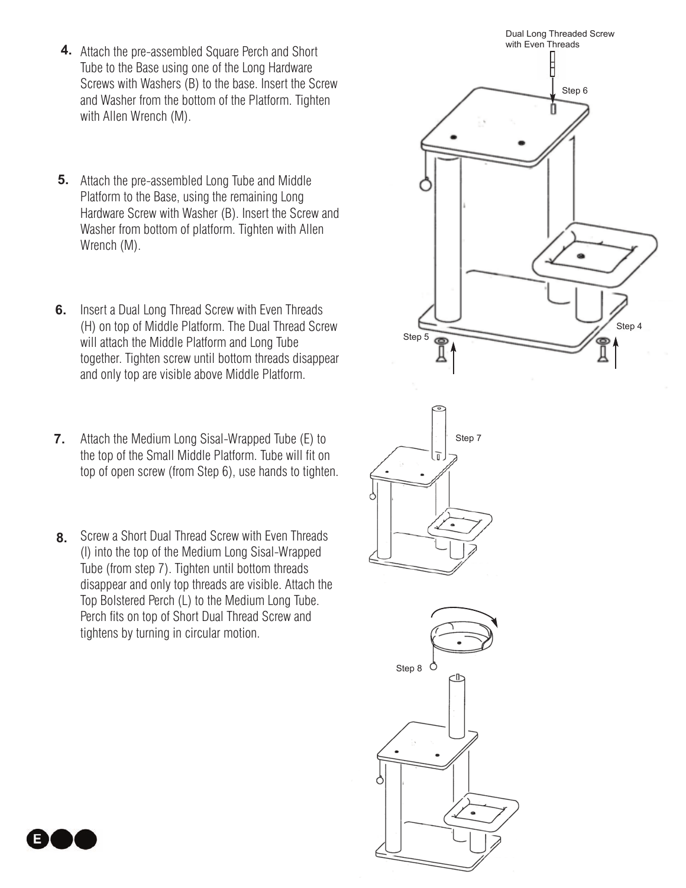4. Attach the pre-assembled Square Perch and Short Tube to the Base using one of the Long Hardware Screws with Washers (B) to the base. Insert the Screw and Washer from the bottom of the Platform. Tighten with Allen Wrench (M).

5. Attach the pre-assembled Long Tube and Middle Platform to the Base, using the remaining Long Hardware Screw with Washer (B). Insert the Screw and Washer from bottom of platform. Tighten with Allen Wrench (M).

6. Insert a Dual Long Thread Screw with Even Threads (H) on top of Middle Platform. The Dual Thread Screw will attach the Middle Platform and Long Tube together. Tighten screw until bottom threads disappear and only top are visible above Middle Platform.

7. Attach the Medium Long Sisal-Wrapped Tube (E) to the top of the Small Middle Platform. Tube will fit on top of open screw (from Step 6), use hands to tighten.

8. Screw a Short Dual Thread Screw with Even Threads (I) into the top of the Medium Long Sisal-Wrapped Tube (from step 7). Tighten until bottom threads disappear and only top threads are visible. Attach the Top Bolstered Perch (L) to the Medium Long Tube. Perch fits on top of Short Dual Thread Screw and tightens by turning in circular motion.

Dual Long Threaded Screw with Even Threads

Step 6

Step 5

Step 4

Step 7

Step 8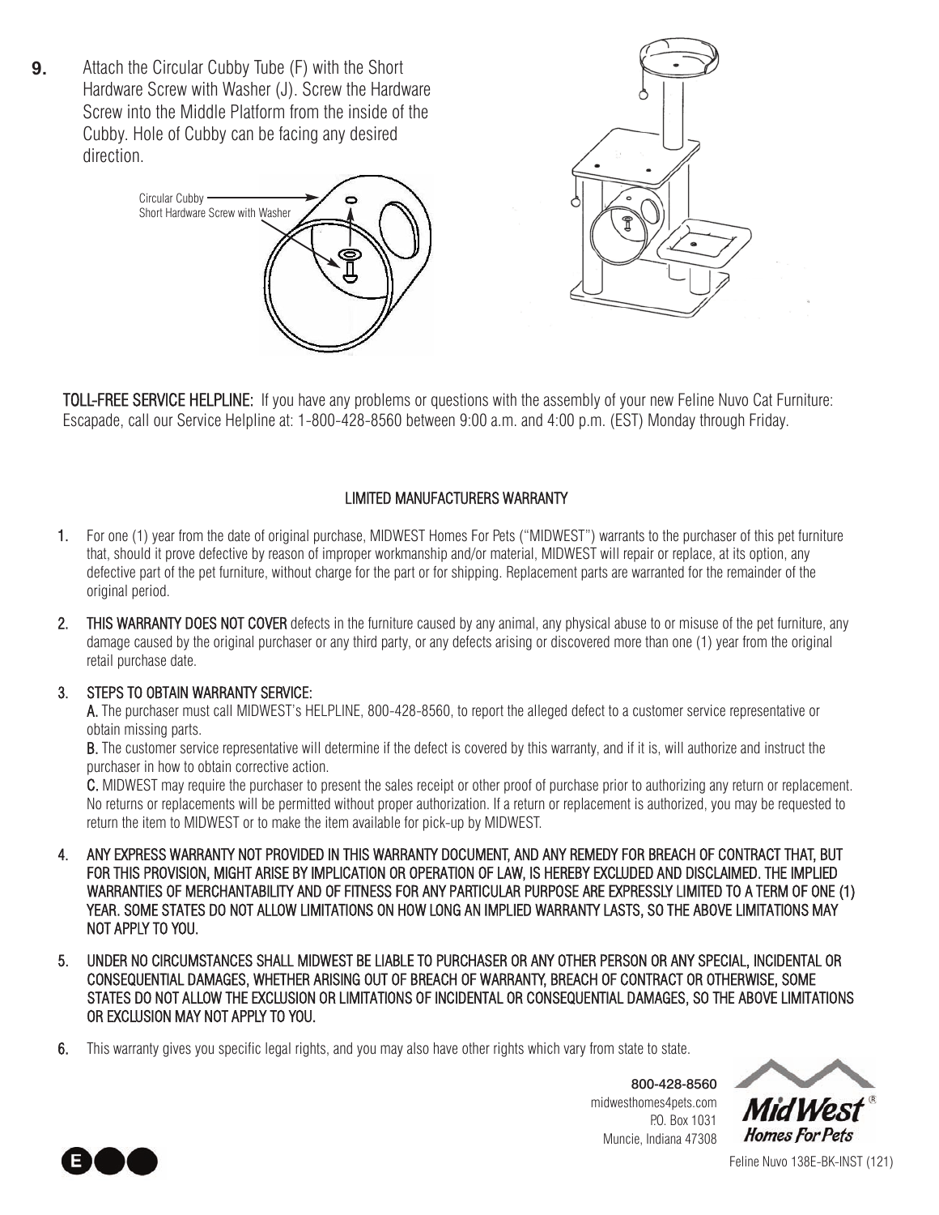**9.** Attach the Circular Cubby Tube (F) with the Short Hardware Screw with Washer (J). Screw the Hardware Screw into the Middle Platform from the inside of the Cubby. Hole of Cubby can be facing any desired direction.

Circular Cubby
Short Hardware Screw with Washer

**TOLL-FREE SERVICE HELPLINE:** If you have any problems or questions with the assembly of your new Feline Nuvo Cat Furniture: Escapade, call our Service Helpline at: 1-800-428-8560 between 9:00 a.m. and 4:00 p.m. (EST) Monday through Friday.

## LIMITED MANUFACTURERS WARRANTY

1. For one (1) year from the date of original purchase, MIDWEST Homes For Pets ("MIDWEST") warrants to the purchaser of this pet furniture that, should it prove defective by reason of improper workmanship and/or material, MIDWEST will repair or replace, at its option, any defective part of the pet furniture, without charge for the part or for shipping. Replacement parts are warranted for the remainder of the original period.

2. **THIS WARRANTY DOES NOT COVER** defects in the furniture caused by any animal, any physical abuse to or misuse of the pet furniture, any damage caused by the original purchaser or any third party, or any defects arising or discovered more than one (1) year from the original retail purchase date.

3. **STEPS TO OBTAIN WARRANTY SERVICE:**

   **A.** The purchaser must call MIDWEST's HELPLINE, 800-428-8560, to report the alleged defect to a customer service representative or obtain missing parts.

   **B.** The customer service representative will determine if the defect is covered by this warranty, and if it is, will authorize and instruct the purchaser in how to obtain corrective action.

   **C.** MIDWEST may require the purchaser to present the sales receipt or other proof of purchase prior to authorizing any return or replacement. No returns or replacements will be permitted without proper authorization. If a return or replacement is authorized, you may be requested to return the item to MIDWEST or to make the item available for pick-up by MIDWEST.

4. ANY EXPRESS WARRANTY NOT PROVIDED IN THIS WARRANTY DOCUMENT, AND ANY REMEDY FOR BREACH OF CONTRACT THAT, BUT FOR THIS PROVISION, MIGHT ARISE BY IMPLICATION OR OPERATION OF LAW, IS HEREBY EXCLUDED AND DISCLAIMED. THE IMPLIED WARRANTIES OF MERCHANTABILITY AND OF FITNESS FOR ANY PARTICULAR PURPOSE ARE EXPRESSLY LIMITED TO A TERM OF ONE (1) YEAR. SOME STATES DO NOT ALLOW LIMITATIONS ON HOW LONG AN IMPLIED WARRANTY LASTS, SO THE ABOVE LIMITATIONS MAY NOT APPLY TO YOU.

5. UNDER NO CIRCUMSTANCES SHALL MIDWEST BE LIABLE TO PURCHASER OR ANY OTHER PERSON OR ANY SPECIAL, INCIDENTAL OR CONSEQUENTIAL DAMAGES, WHETHER ARISING OUT OF BREACH OF WARRANTY, BREACH OF CONTRACT OR OTHERWISE, SOME STATES DO NOT ALLOW THE EXCLUSION OR LIMITATIONS OF INCIDENTAL OR CONSEQUENTIAL DAMAGES, SO THE ABOVE LIMITATIONS OR EXCLUSION MAY NOT APPLY TO YOU.

6. This warranty gives you specific legal rights, and you may also have other rights which vary from state to state.

**800-428-8560**
midwesthomes4pets.com
P.O. Box 1031
Muncie, Indiana 47308

MidWest® Homes For Pets

Feline Nuvo 138E-BK-INST (121)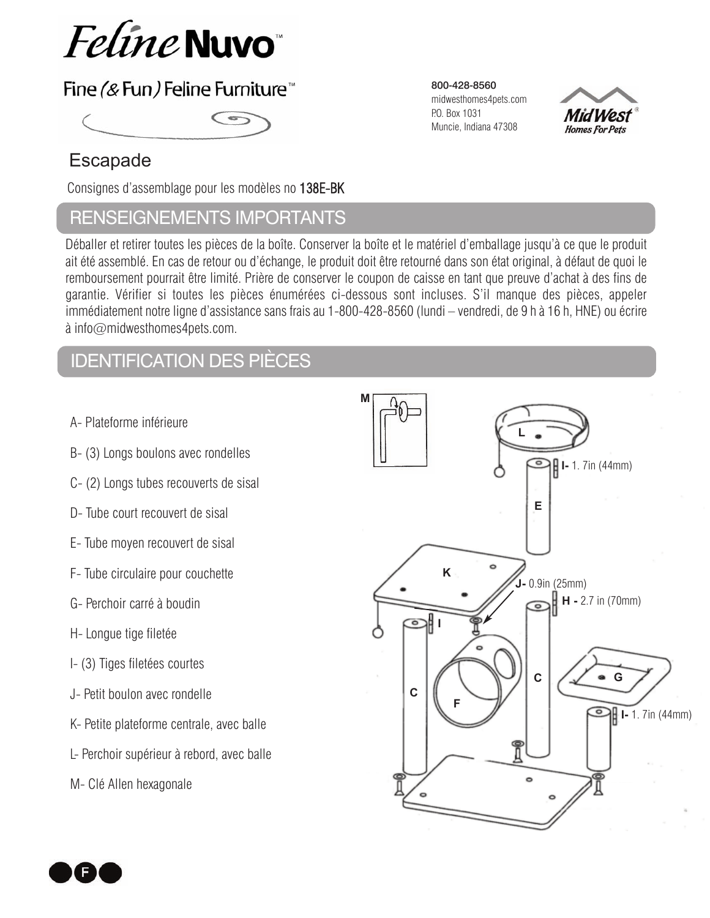# Feline Nuvo™

Fine (& Fun) Feline Furniture™

800-428-8560
midwesthomes4pets.com
P.O. Box 1031
Muncie, Indiana 47308

MidWest® Homes For Pets

## Escapade

Consignes d'assemblage pour les modèles no **138E-BK**

## RENSEIGNEMENTS IMPORTANTS

Déballer et retirer toutes les pièces de la boîte. Conserver la boîte et le matériel d'emballage jusqu'à ce que le produit ait été assemblé. En cas de retour ou d'échange, le produit doit être retourné dans son état original, à défaut de quoi le remboursement pourrait être limité. Prière de conserver le coupon de caisse en tant que preuve d'achat à des fins de garantie. Vérifier si toutes les pièces énumérées ci-dessous sont incluses. S'il manque des pièces, appeler immédiatement notre ligne d'assistance sans frais au 1-800-428-8560 (lundi – vendredi, de 9 h à 16 h, HNE) ou écrire à info@midwesthomes4pets.com.

## IDENTIFICATION DES PIÈCES

- A- Plateforme inférieure
- B- (3) Longs boulons avec rondelles
- C- (2) Longs tubes recouverts de sisal
- D- Tube court recouvert de sisal
- E- Tube moyen recouvert de sisal
- F- Tube circulaire pour couchette
- G- Perchoir carré à boudin
- H- Longue tige filetée
- I- (3) Tiges filetées courtes
- J- Petit boulon avec rondelle
- K- Petite plateforme centrale, avec balle
- L- Perchoir supérieur à rebord, avec balle
- M- Clé Allen hexagonale

M
L
I- 1. 7in (44mm)
E
K
J- 0.9in (25mm)
H - 2.7 in (70mm)
I
C
F
C
G
I- 1. 7in (44mm)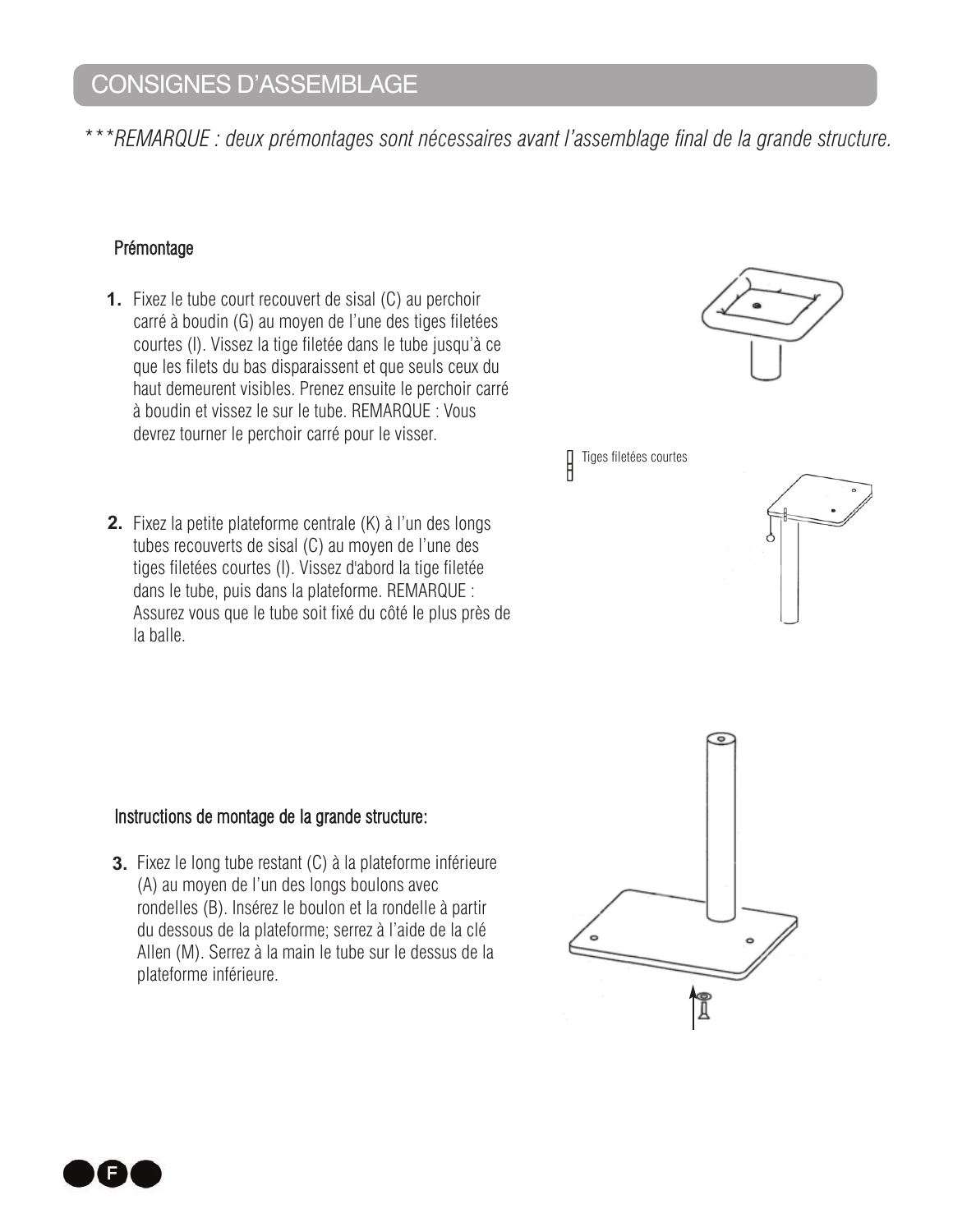# CONSIGNES D'ASSEMBLAGE

****REMARQUE : deux prémontages sont nécessaires avant l'assemblage final de la grande structure.*

## Prémontage

1. Fixez le tube court recouvert de sisal (C) au perchoir carré à boudin (G) au moyen de l'une des tiges filetées courtes (I). Vissez la tige filetée dans le tube jusqu'à ce que les filets du bas disparaissent et que seuls ceux du haut demeurent visibles. Prenez ensuite le perchoir carré à boudin et vissez le sur le tube. REMARQUE : Vous devrez tourner le perchoir carré pour le visser.

Tiges filetées courtes

2. Fixez la petite plateforme centrale (K) à l'un des longs tubes recouverts de sisal (C) au moyen de l'une des tiges filetées courtes (I). Vissez d'abord la tige filetée dans le tube, puis dans la plateforme. REMARQUE : Assurez vous que le tube soit fixé du côté le plus près de la balle.

## Instructions de montage de la grande structure:

3. Fixez le long tube restant (C) à la plateforme inférieure (A) au moyen de l'un des longs boulons avec rondelles (B). Insérez le boulon et la rondelle à partir du dessous de la plateforme; serrez à l'aide de la clé Allen (M). Serrez à la main le tube sur le dessus de la plateforme inférieure.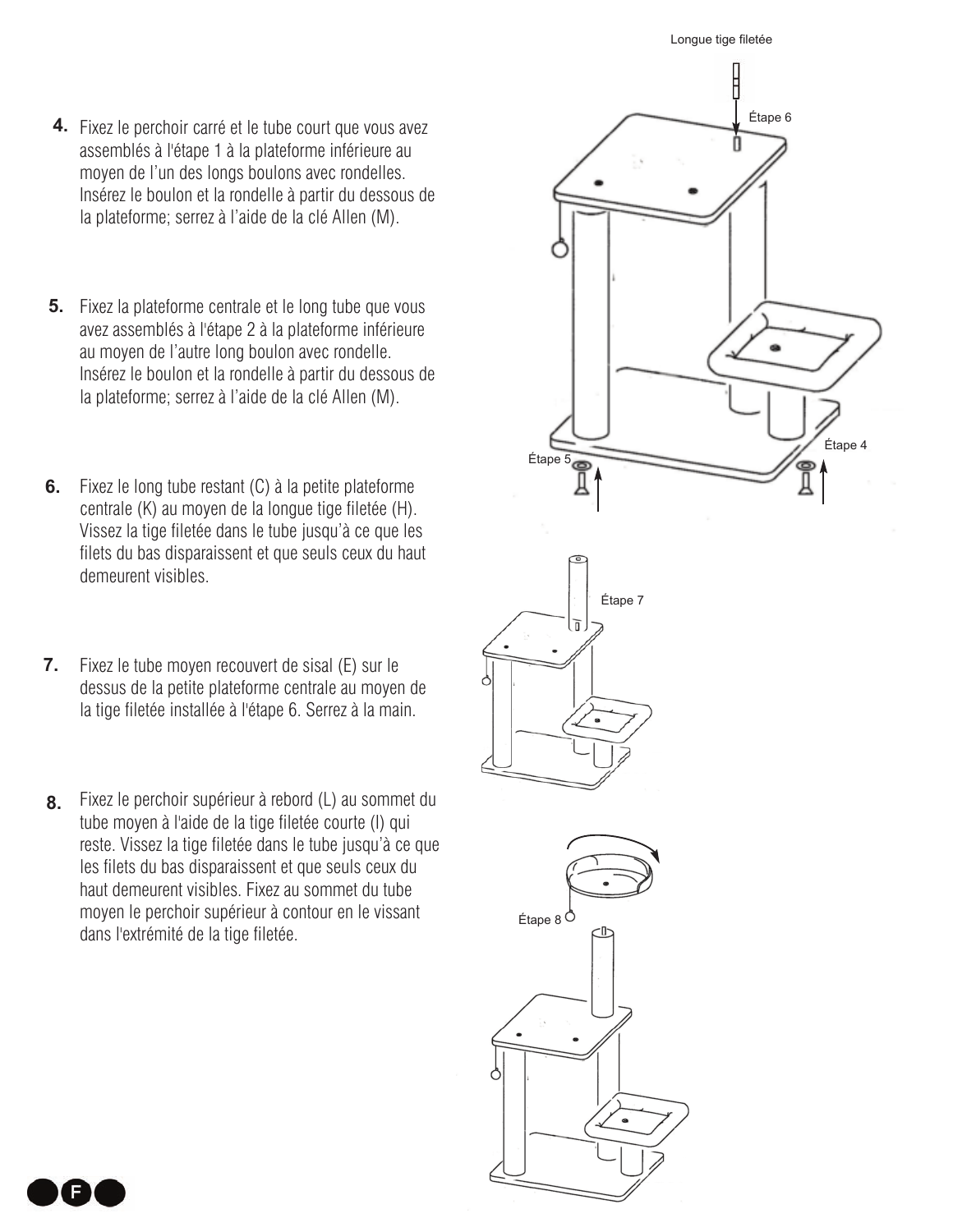4. Fixez le perchoir carré et le tube court que vous avez assemblés à l'étape 1 à la plateforme inférieure au moyen de l'un des longs boulons avec rondelles. Insérez le boulon et la rondelle à partir du dessous de la plateforme; serrez à l'aide de la clé Allen (M).

5. Fixez la plateforme centrale et le long tube que vous avez assemblés à l'étape 2 à la plateforme inférieure au moyen de l'autre long boulon avec rondelle. Insérez le boulon et la rondelle à partir du dessous de la plateforme; serrez à l'aide de la clé Allen (M).

6. Fixez le long tube restant (C) à la petite plateforme centrale (K) au moyen de la longue tige filetée (H). Vissez la tige filetée dans le tube jusqu'à ce que les filets du bas disparaissent et que seuls ceux du haut demeurent visibles.

7. Fixez le tube moyen recouvert de sisal (E) sur le dessus de la petite plateforme centrale au moyen de la tige filetée installée à l'étape 6. Serrez à la main.

8. Fixez le perchoir supérieur à rebord (L) au sommet du tube moyen à l'aide de la tige filetée courte (I) qui reste. Vissez la tige filetée dans le tube jusqu'à ce que les filets du bas disparaissent et que seuls ceux du haut demeurent visibles. Fixez au sommet du tube moyen le perchoir supérieur à contour en le vissant dans l'extrémité de la tige filetée.

Longue tige filetée

Étape 6

Étape 5

Étape 4

Étape 7

Étape 8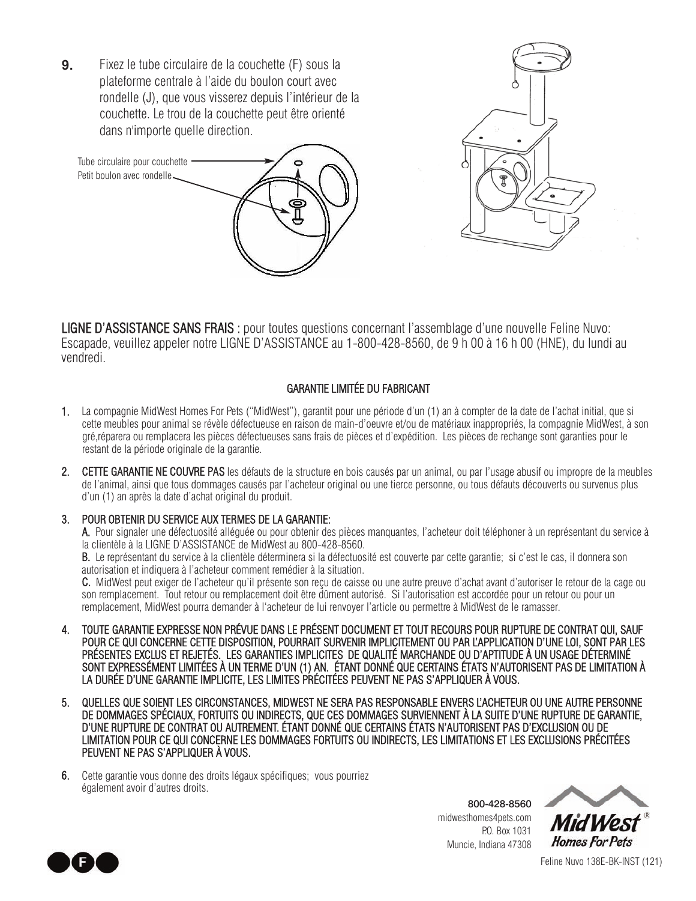**9.** Fixez le tube circulaire de la couchette (F) sous la plateforme centrale à l'aide du boulon court avec rondelle (J), que vous visserez depuis l'intérieur de la couchette. Le trou de la couchette peut être orienté dans n'importe quelle direction.

Tube circulaire pour couchette
Petit boulon avec rondelle

**LIGNE D'ASSISTANCE SANS FRAIS :** pour toutes questions concernant l'assemblage d'une nouvelle Feline Nuvo: Escapade, veuillez appeler notre LIGNE D'ASSISTANCE au 1-800-428-8560, de 9 h 00 à 16 h 00 (HNE), du lundi au vendredi.

## GARANTIE LIMITÉE DU FABRICANT

1. La compagnie MidWest Homes For Pets ("MidWest"), garantit pour une période d'un (1) an à compter de la date de l'achat initial, que si cette meubles pour animal se révèle défectueuse en raison de main-d'oeuvre et/ou de matériaux inappropriés, la compagnie MidWest, à son gré,réparera ou remplacera les pièces défectueuses sans frais de pièces et d'expédition. Les pièces de rechange sont garanties pour le restant de la période originale de la garantie.

2. **CETTE GARANTIE NE COUVRE PAS** les défauts de la structure en bois causés par un animal, ou par l'usage abusif ou impropre de la meubles de l'animal, ainsi que tous dommages causés par l'acheteur original ou une tierce personne, ou tous défauts découverts ou survenus plus d'un (1) an après la date d'achat original du produit.

3. **POUR OBTENIR DU SERVICE AUX TERMES DE LA GARANTIE:**
   **A.** Pour signaler une défectuosité alléguée ou pour obtenir des pièces manquantes, l'acheteur doit téléphoner à un représentant du service à la clientèle à la LIGNE D'ASSISTANCE de MidWest au 800-428-8560.
   **B.** Le représentant du service à la clientèle déterminera si la défectuosité est couverte par cette garantie; si c'est le cas, il donnera son autorisation et indiquera à l'acheteur comment remédier à la situation.
   **C.** MidWest peut exiger de l'acheteur qu'il présente son reçu de caisse ou une autre preuve d'achat avant d'autoriser le retour de la cage ou son remplacement. Tout retour ou remplacement doit être dûment autorisé. Si l'autorisation est accordée pour un retour ou pour un remplacement, MidWest pourra demander à l'acheteur de lui renvoyer l'article ou permettre à MidWest de le ramasser.

4. **TOUTE GARANTIE EXPRESSE NON PRÉVUE DANS LE PRÉSENT DOCUMENT ET TOUT RECOURS POUR RUPTURE DE CONTRAT QUI, SAUF POUR CE QUI CONCERNE CETTE DISPOSITION, POURRAIT SURVENIR IMPLICITEMENT OU PAR L'APPLICATION D'UNE LOI, SONT PAR LES PRÉSENTES EXCLUS ET REJETÉS. LES GARANTIES IMPLICITES DE QUALITÉ MARCHANDE OU D'APTITUDE À UN USAGE DÉTERMINÉ SONT EXPRESSÉMENT LIMITÉES À UN TERME D'UN (1) AN. ÉTANT DONNÉ QUE CERTAINS ÉTATS N'AUTORISENT PAS DE LIMITATION À LA DURÉE D'UNE GARANTIE IMPLICITE, LES LIMITES PRÉCITÉES PEUVENT NE PAS S'APPLIQUER À VOUS.**

5. **QUELLES QUE SOIENT LES CIRCONSTANCES, MIDWEST NE SERA PAS RESPONSABLE ENVERS L'ACHETEUR OU UNE AUTRE PERSONNE DE DOMMAGES SPÉCIAUX, FORTUITS OU INDIRECTS, QUE CES DOMMAGES SURVIENNENT À LA SUITE D'UNE RUPTURE DE GARANTIE, D'UNE RUPTURE DE CONTRAT OU AUTREMENT. ÉTANT DONNÉ QUE CERTAINS ÉTATS N'AUTORISENT PAS D'EXCLUSION OU DE LIMITATION POUR CE QUI CONCERNE LES DOMMAGES FORTUITS OU INDIRECTS, LES LIMITATIONS ET LES EXCLUSIONS PRÉCITÉES PEUVENT NE PAS S'APPLIQUER À VOUS.**

6. Cette garantie vous donne des droits légaux spécifiques; vous pourriez également avoir d'autres droits.

**800-428-8560**
midwesthomes4pets.com
P.O. Box 1031
Muncie, Indiana 47308

MidWest® Homes For Pets

Feline Nuvo 138E-BK-INST (121)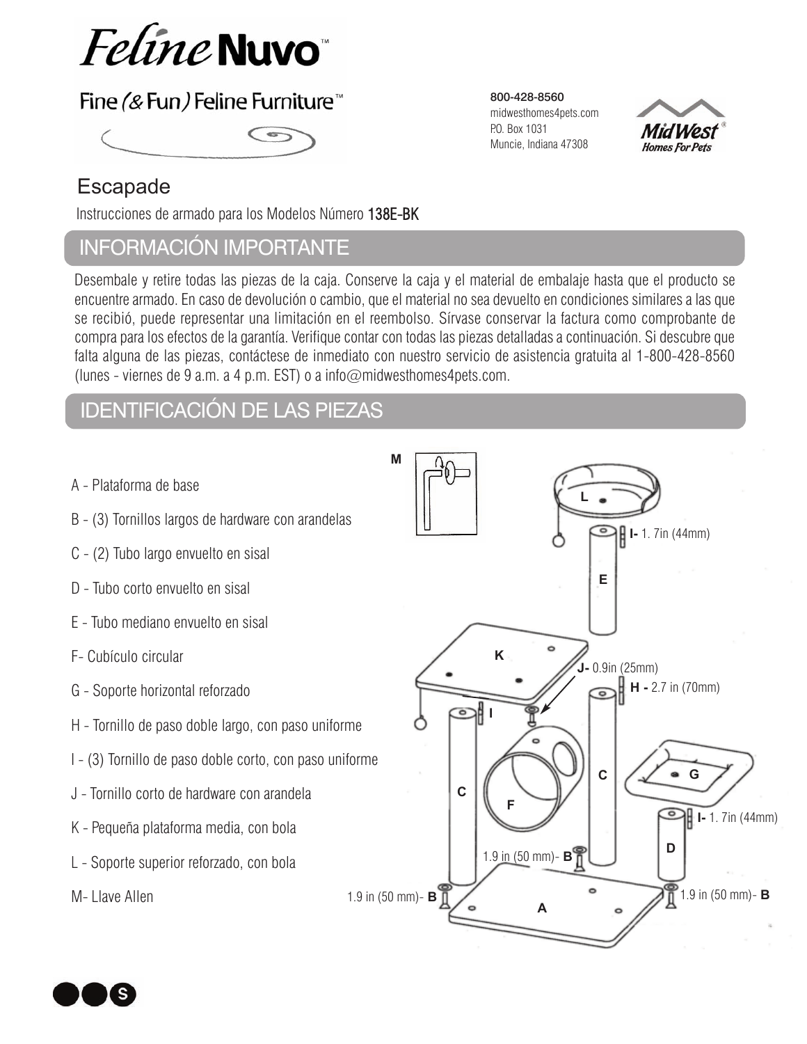# Feline Nuvo™

Fine (& Fun) Feline Furniture™

**800-428-8560**
midwesthomes4pets.com
P.O. Box 1031
Muncie, Indiana 47308

MidWest® Homes For Pets

## Escapade

Instrucciones de armado para los Modelos Número 138E-BK

## INFORMACIÓN IMPORTANTE

Desembale y retire todas las piezas de la caja. Conserve la caja y el material de embalaje hasta que el producto se encuentre armado. En caso de devolución o cambio, que el material no sea devuelto en condiciones similares a las que se recibió, puede representar una limitación en el reembolso. Sírvase conservar la factura como comprobante de compra para los efectos de la garantía. Verifique contar con todas las piezas detalladas a continuación. Si descubre que falta alguna de las piezas, contáctese de inmediato con nuestro servicio de asistencia gratuita al 1-800-428-8560 (lunes - viernes de 9 a.m. a 4 p.m. EST) o a info@midwesthomes4pets.com.

## IDENTIFICACIÓN DE LAS PIEZAS

A - Plataforma de base

B - (3) Tornillos largos de hardware con arandelas

C - (2) Tubo largo envuelto en sisal

D - Tubo corto envuelto en sisal

E - Tubo mediano envuelto en sisal

F- Cubículo circular

G - Soporte horizontal reforzado

H - Tornillo de paso doble largo, con paso uniforme

I - (3) Tornillo de paso doble corto, con paso uniforme

J - Tornillo corto de hardware con arandela

K - Pequeña plataforma media, con bola

L - Soporte superior reforzado, con bola

M- Llave Allen

I- 1. 7in (44mm)

J- 0.9in (25mm)

H - 2.7 in (70mm)

I- 1. 7in (44mm)

1.9 in (50 mm)- B

1.9 in (50 mm)- B

1.9 in (50 mm)- B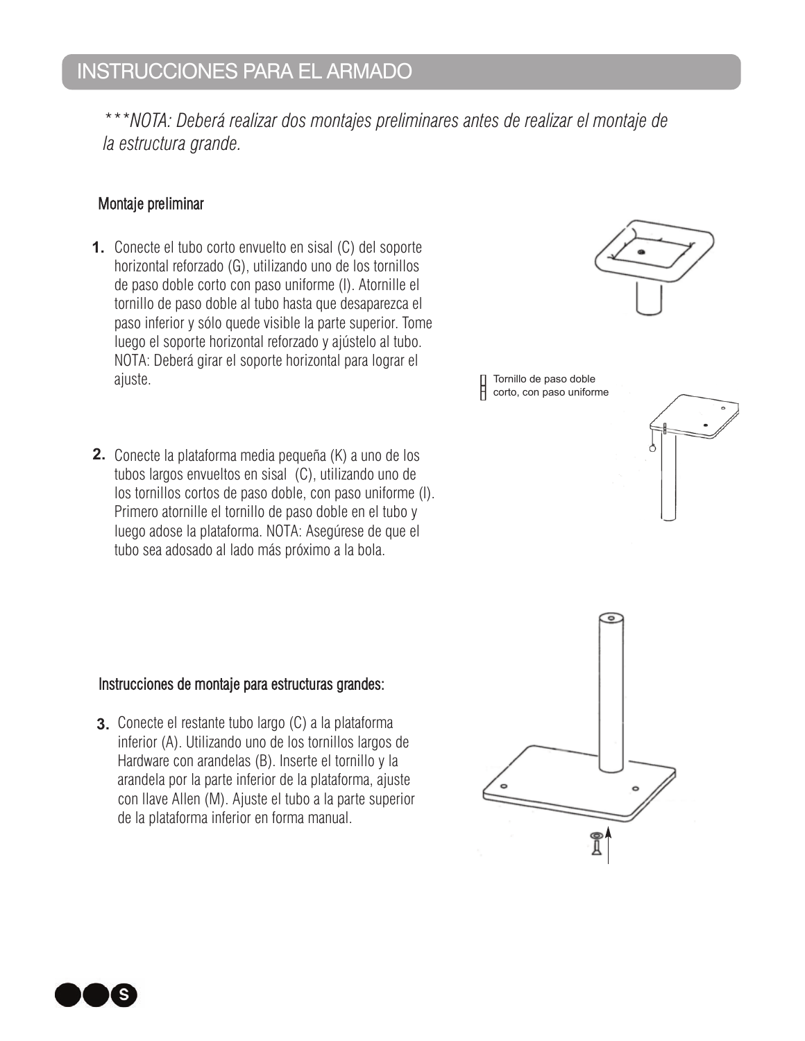# INSTRUCCIONES PARA EL ARMADO

*\*\*\*NOTA: Deberá realizar dos montajes preliminares antes de realizar el montaje de la estructura grande.*

## Montaje preliminar

**1.** Conecte el tubo corto envuelto en sisal (C) del soporte horizontal reforzado (G), utilizando uno de los tornillos de paso doble corto con paso uniforme (I). Atornille el tornillo de paso doble al tubo hasta que desaparezca el paso inferior y sólo quede visible la parte superior. Tome luego el soporte horizontal reforzado y ajústelo al tubo. NOTA: Deberá girar el soporte horizontal para lograr el ajuste.

Tornillo de paso doble corto, con paso uniforme

**2.** Conecte la plataforma media pequeña (K) a uno de los tubos largos envueltos en sisal (C), utilizando uno de los tornillos cortos de paso doble, con paso uniforme (I). Primero atornille el tornillo de paso doble en el tubo y luego adose la plataforma. NOTA: Asegúrese de que el tubo sea adosado al lado más próximo a la bola.

## Instrucciones de montaje para estructuras grandes:

**3.** Conecte el restante tubo largo (C) a la plataforma inferior (A). Utilizando uno de los tornillos largos de Hardware con arandelas (B). Inserte el tornillo y la arandela por la parte inferior de la plataforma, ajuste con llave Allen (M). Ajuste el tubo a la parte superior de la plataforma inferior en forma manual.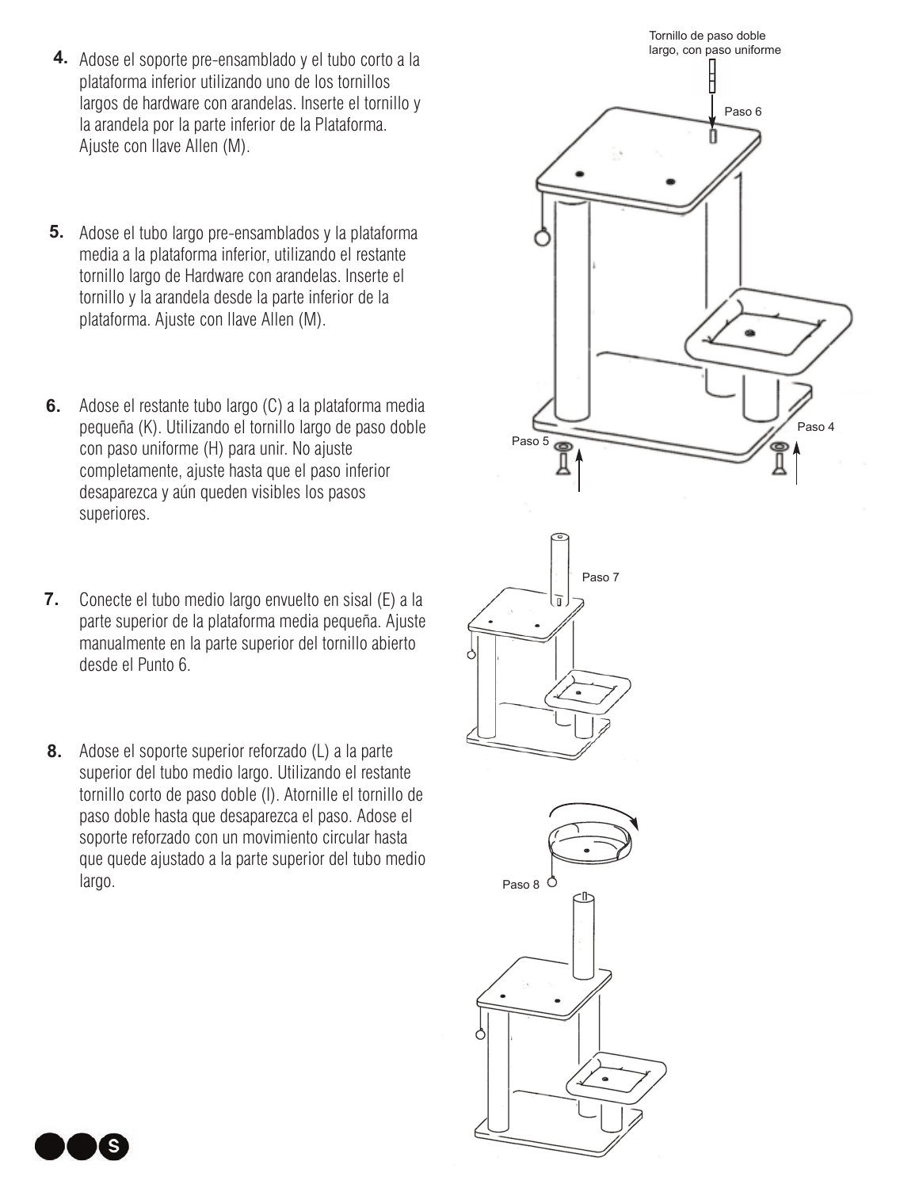4. Adose el soporte pre-ensamblado y el tubo corto a la plataforma inferior utilizando uno de los tornillos largos de hardware con arandelas. Inserte el tornillo y la arandela por la parte inferior de la Plataforma. Ajuste con llave Allen (M).

5. Adose el tubo largo pre-ensamblados y la plataforma media a la plataforma inferior, utilizando el restante tornillo largo de Hardware con arandelas. Inserte el tornillo y la arandela desde la parte inferior de la plataforma. Ajuste con llave Allen (M).

6. Adose el restante tubo largo (C) a la plataforma media pequeña (K). Utilizando el tornillo largo de paso doble con paso uniforme (H) para unir. No ajuste completamente, ajuste hasta que el paso inferior desaparezca y aún queden visibles los pasos superiores.

7. Conecte el tubo medio largo envuelto en sisal (E) a la parte superior de la plataforma media pequeña. Ajuste manualmente en la parte superior del tornillo abierto desde el Punto 6.

8. Adose el soporte superior reforzado (L) a la parte superior del tubo medio largo. Utilizando el restante tornillo corto de paso doble (I). Atornille el tornillo de paso doble hasta que desaparezca el paso. Adose el soporte reforzado con un movimiento circular hasta que quede ajustado a la parte superior del tubo medio largo.

Tornillo de paso doble largo, con paso uniforme

Paso 6

Paso 5

Paso 4

Paso 7

Paso 8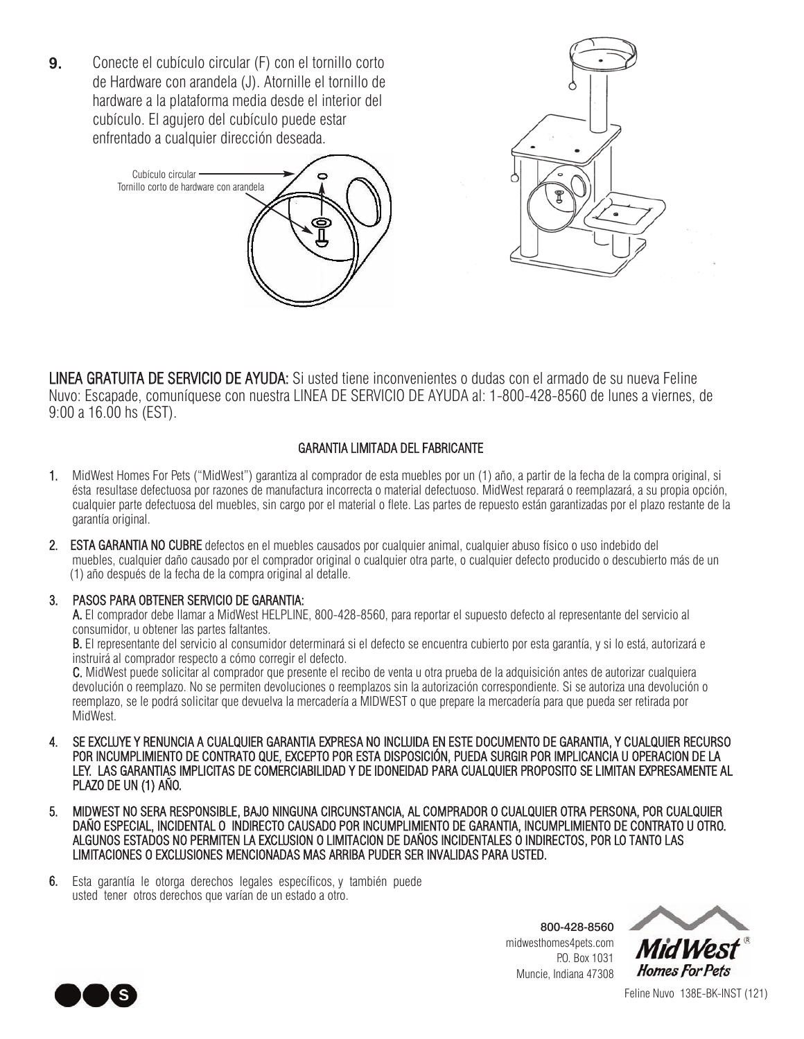**9.** Conecte el cubículo circular (F) con el tornillo corto de Hardware con arandela (J). Atornille el tornillo de hardware a la plataforma media desde el interior del cubículo. El agujero del cubículo puede estar enfrentado a cualquier dirección deseada.

Cubículo circular
Tornillo corto de hardware con arandela

**LINEA GRATUITA DE SERVICIO DE AYUDA:** Si usted tiene inconvenientes o dudas con el armado de su nueva Feline Nuvo: Escapade, comuníquese con nuestra LINEA DE SERVICIO DE AYUDA al: 1-800-428-8560 de lunes a viernes, de 9:00 a 16.00 hs (EST).

## GARANTIA LIMITADA DEL FABRICANTE

1. MidWest Homes For Pets ("MidWest") garantiza al comprador de esta muebles por un (1) año, a partir de la fecha de la compra original, si ésta resultase defectuosa por razones de manufactura incorrecta o material defectuoso. MidWest reparará o reemplazará, a su propia opción, cualquier parte defectuosa del muebles, sin cargo por el material o flete. Las partes de repuesto están garantizadas por el plazo restante de la garantía original.

2. **ESTA GARANTIA NO CUBRE** defectos en el muebles causados por cualquier animal, cualquier abuso físico o uso indebido del muebles, cualquier daño causado por el comprador original o cualquier otra parte, o cualquier defecto producido o descubierto más de un (1) año después de la fecha de la compra original al detalle.

3. **PASOS PARA OBTENER SERVICIO DE GARANTIA:**
   **A.** El comprador debe llamar a MidWest HELPLINE, 800-428-8560, para reportar el supuesto defecto al representante del servicio al consumidor, u obtener las partes faltantes.
   **B.** El representante del servicio al consumidor determinará si el defecto se encuentra cubierto por esta garantía, y si lo está, autorizará e instruirá al comprador respecto a cómo corregir el defecto.
   **C.** MidWest puede solicitar al comprador que presente el recibo de venta u otra prueba de la adquisición antes de autorizar cualquiera devolución o reemplazo. No se permiten devoluciones o reemplazos sin la autorización correspondiente. Si se autoriza una devolución o reemplazo, se le podrá solicitar que devuelva la mercadería a MIDWEST o que prepare la mercadería para que pueda ser retirada por MidWest.

4. SE EXCLUYE Y RENUNCIA A CUALQUIER GARANTIA EXPRESA NO INCLUIDA EN ESTE DOCUMENTO DE GARANTIA, Y CUALQUIER RECURSO POR INCUMPLIMIENTO DE CONTRATO QUE, EXCEPTO POR ESTA DISPOSICIÓN, PUEDA SURGIR POR IMPLICANCIA U OPERACION DE LA LEY. LAS GARANTIAS IMPLICITAS DE COMERCIABILIDAD Y DE IDONEIDAD PARA CUALQUIER PROPOSITO SE LIMITAN EXPRESAMENTE AL PLAZO DE UN (1) AÑO.

5. MIDWEST NO SERA RESPONSIBLE, BAJO NINGUNA CIRCUNSTANCIA, AL COMPRADOR O CUALQUIER OTRA PERSONA, POR CUALQUIER DAÑO ESPECIAL, INCIDENTAL O INDIRECTO CAUSADO POR INCUMPLIMIENTO DE GARANTIA, INCUMPLIMIENTO DE CONTRATO U OTRO. ALGUNOS ESTADOS NO PERMITEN LA EXCLUSION O LIMITACION DE DAÑOS INCIDENTALES O INDIRECTOS, POR LO TANTO LAS LIMITACIONES O EXCLUSIONES MENCIONADAS MAS ARRIBA PUDER SER INVALIDAS PARA USTED.

6. Esta garantía le otorga derechos legales específicos, y también puede usted tener otros derechos que varían de un estado a otro.

800-428-8560
midwesthomes4pets.com
P.O. Box 1031
Muncie, Indiana 47308

MidWest® Homes For Pets

Feline Nuvo 138E-BK-INST (121)